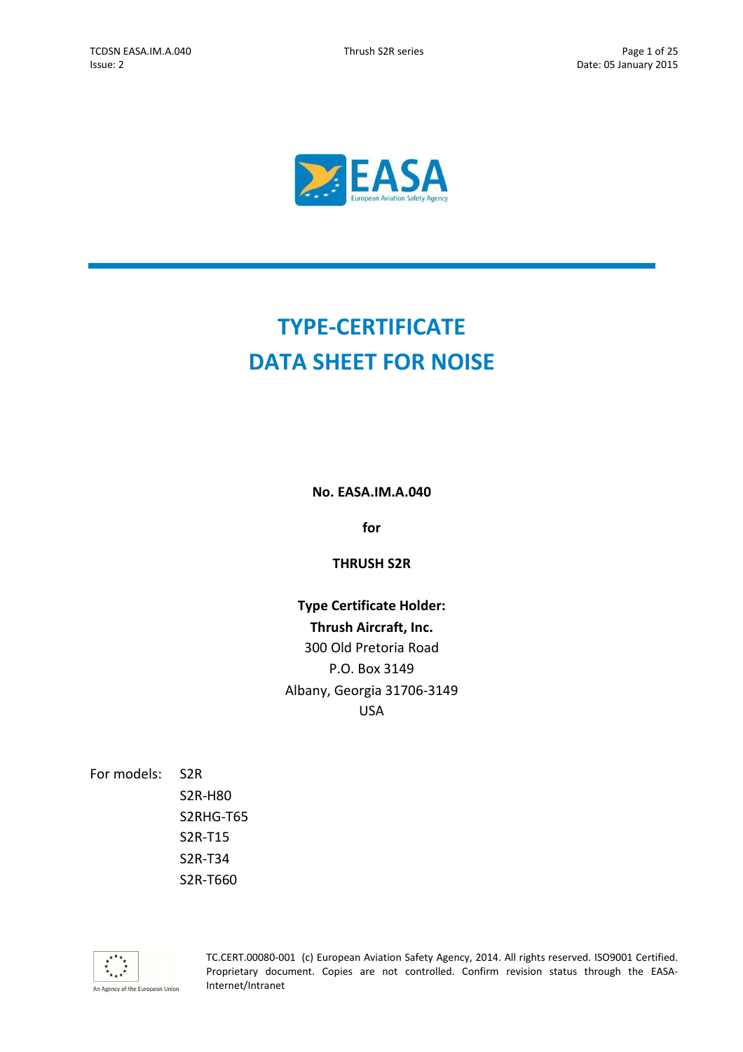# TYPE-CERTIFICATE DATA SHEET FOR NOISE

**No. EASA.IM.A.040**

**for**

**THRUSH S2R**

**Type Certificate Holder:**
**Thrush Aircraft, Inc.**
300 Old Pretoria Road
P.O. Box 3149
Albany, Georgia 31706-3149
USA

For models:

- S2R
- S2R-H80
- S2RHG-T65
- S2R-T15
- S2R-T34
- S2R-T660

TC.CERT.00080-001 (c) European Aviation Safety Agency, 2014. All rights reserved. ISO9001 Certified. Proprietary document. Copies are not controlled. Confirm revision status through the EASA-Internet/Intranet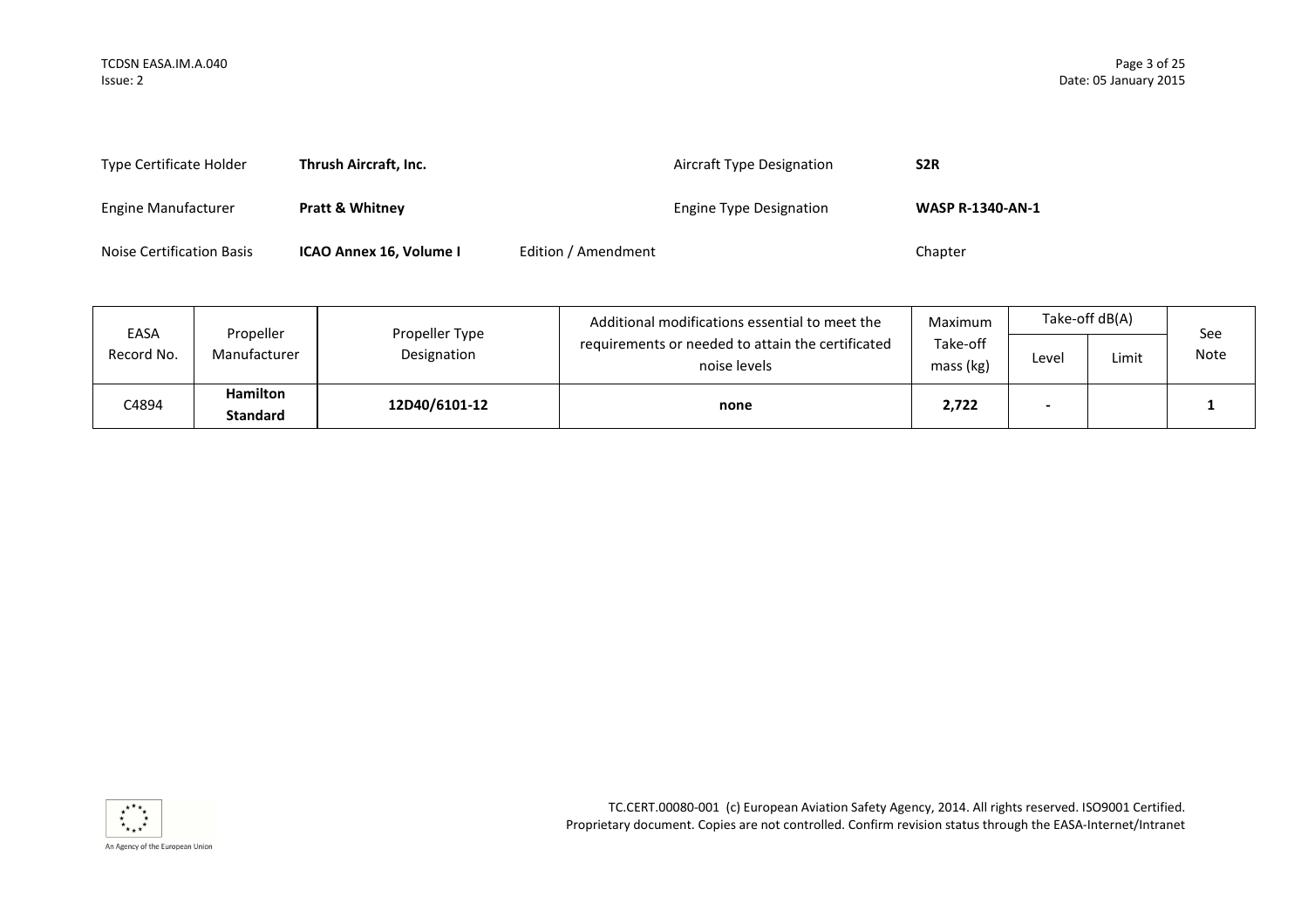| | | | | | |
|---|---|---|---|---|---|
| Type Certificate Holder | **Thrush Aircraft, Inc.** | | Aircraft Type Designation | **S2R** | |
| Engine Manufacturer | **Pratt & Whitney** | | Engine Type Designation | **WASP R-1340-AN-1** | |
| Noise Certification Basis | **ICAO Annex 16, Volume I** | Edition / Amendment | | Chapter | |

| EASA Record No. | Propeller Manufacturer | Propeller Type Designation | Additional modifications essential to meet the requirements or needed to attain the certificated noise levels | Maximum Take-off mass (kg) | Take-off dB(A) | | See Note |
|---|---|---|---|---|---|---|---|
| | | | | | Level | Limit | |
| C4894 | **Hamilton Standard** | **12D40/6101-12** | **none** | **2,722** | **-** | | **1** |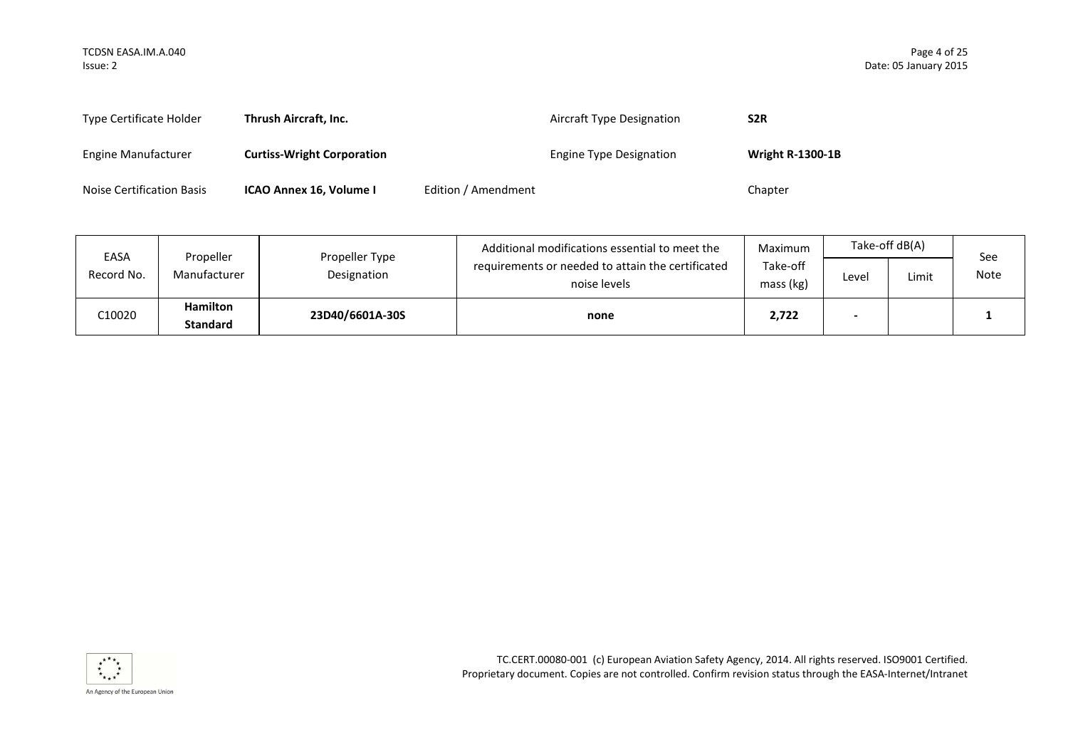| | | | |
|---|---|---|---|
| Type Certificate Holder | **Thrush Aircraft, Inc.** | Aircraft Type Designation | **S2R** |
| Engine Manufacturer | **Curtiss-Wright Corporation** | Engine Type Designation | **Wright R-1300-1B** |
| Noise Certification Basis | **ICAO Annex 16, Volume I** | Edition / Amendment | Chapter |

| EASA Record No. | Propeller Manufacturer | Propeller Type Designation | Additional modifications essential to meet the requirements or needed to attain the certificated noise levels | Maximum Take-off mass (kg) | Take-off dB(A) | | See Note |
|---|---|---|---|---|---|---|---|
| | | | | | Level | Limit | |
| C10020 | **Hamilton Standard** | **23D40/6601A-30S** | **none** | **2,722** | **-** | | **1** |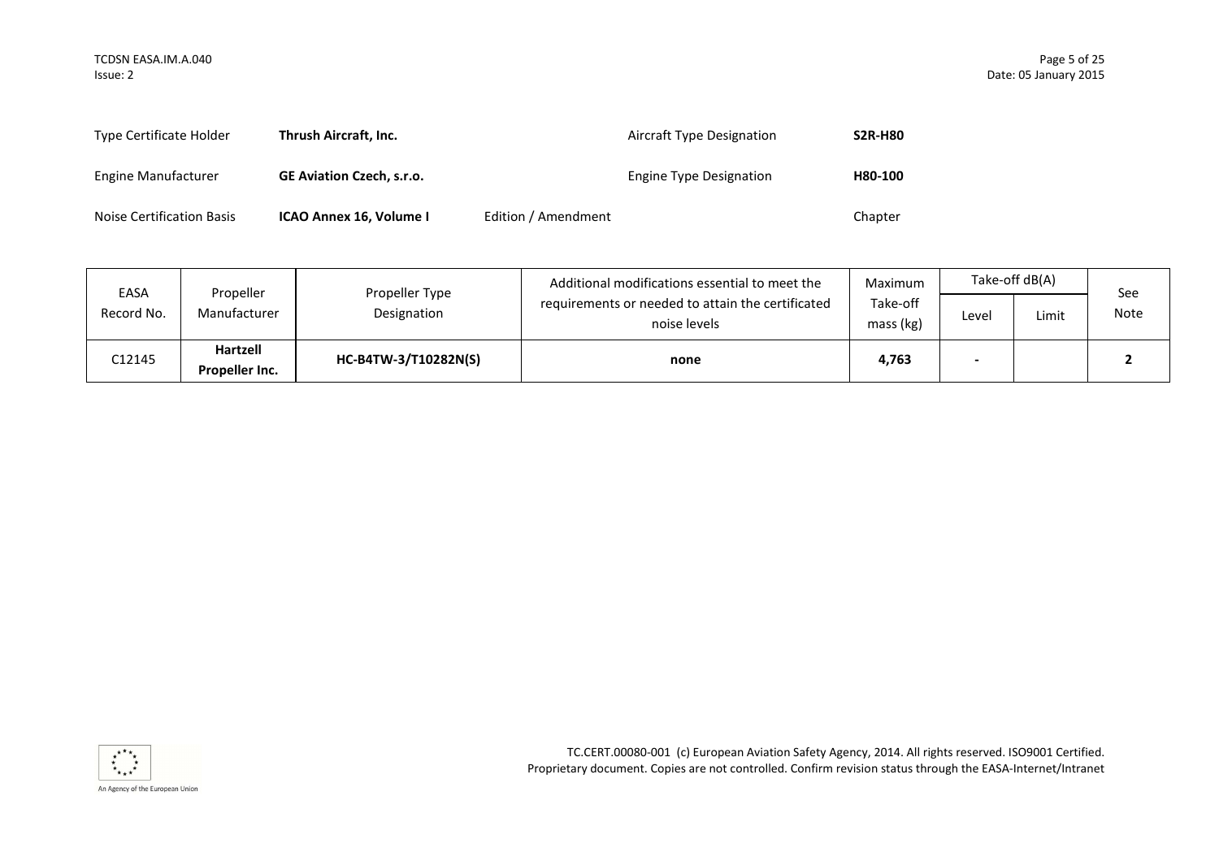| | | | | |
|---|---|---|---|---|
| Type Certificate Holder | **Thrush Aircraft, Inc.** | | Aircraft Type Designation | **S2R-H80** |
| Engine Manufacturer | **GE Aviation Czech, s.r.o.** | | Engine Type Designation | **H80-100** |
| Noise Certification Basis | **ICAO Annex 16, Volume I** | Edition / Amendment | | Chapter |

| EASA Record No. | Propeller Manufacturer | Propeller Type Designation | Additional modifications essential to meet the requirements or needed to attain the certificated noise levels | Maximum Take-off mass (kg) | Take-off dB(A) | | See Note |
|---|---|---|---|---|---|---|---|
| | | | | | Level | Limit | |
| C12145 | **Hartzell Propeller Inc.** | **HC-B4TW-3/T10282N(S)** | **none** | **4,763** | **-** | | **2** |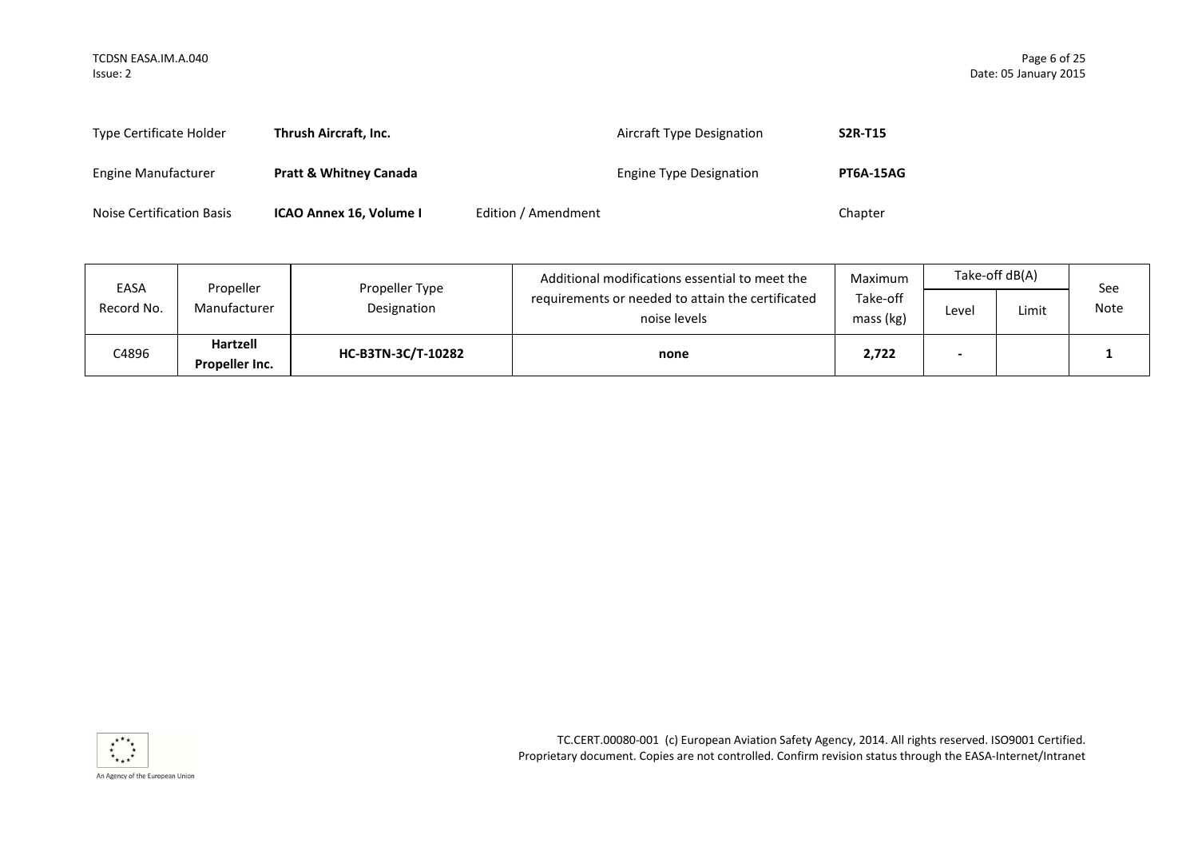| | | | |
|---|---|---|---|
| Type Certificate Holder | **Thrush Aircraft, Inc.** | Aircraft Type Designation | **S2R-T15** |
| Engine Manufacturer | **Pratt & Whitney Canada** | Engine Type Designation | **PT6A-15AG** |
| Noise Certification Basis | **ICAO Annex 16, Volume I** | Edition / Amendment | Chapter |

| EASA Record No. | Propeller Manufacturer | Propeller Type Designation | Additional modifications essential to meet the requirements or needed to attain the certificated noise levels | Maximum Take-off mass (kg) | Take-off dB(A) | | See Note |
|---|---|---|---|---|---|---|---|
| | | | | | Level | Limit | |
| C4896 | **Hartzell Propeller Inc.** | **HC-B3TN-3C/T-10282** | **none** | **2,722** | **-** | | **1** |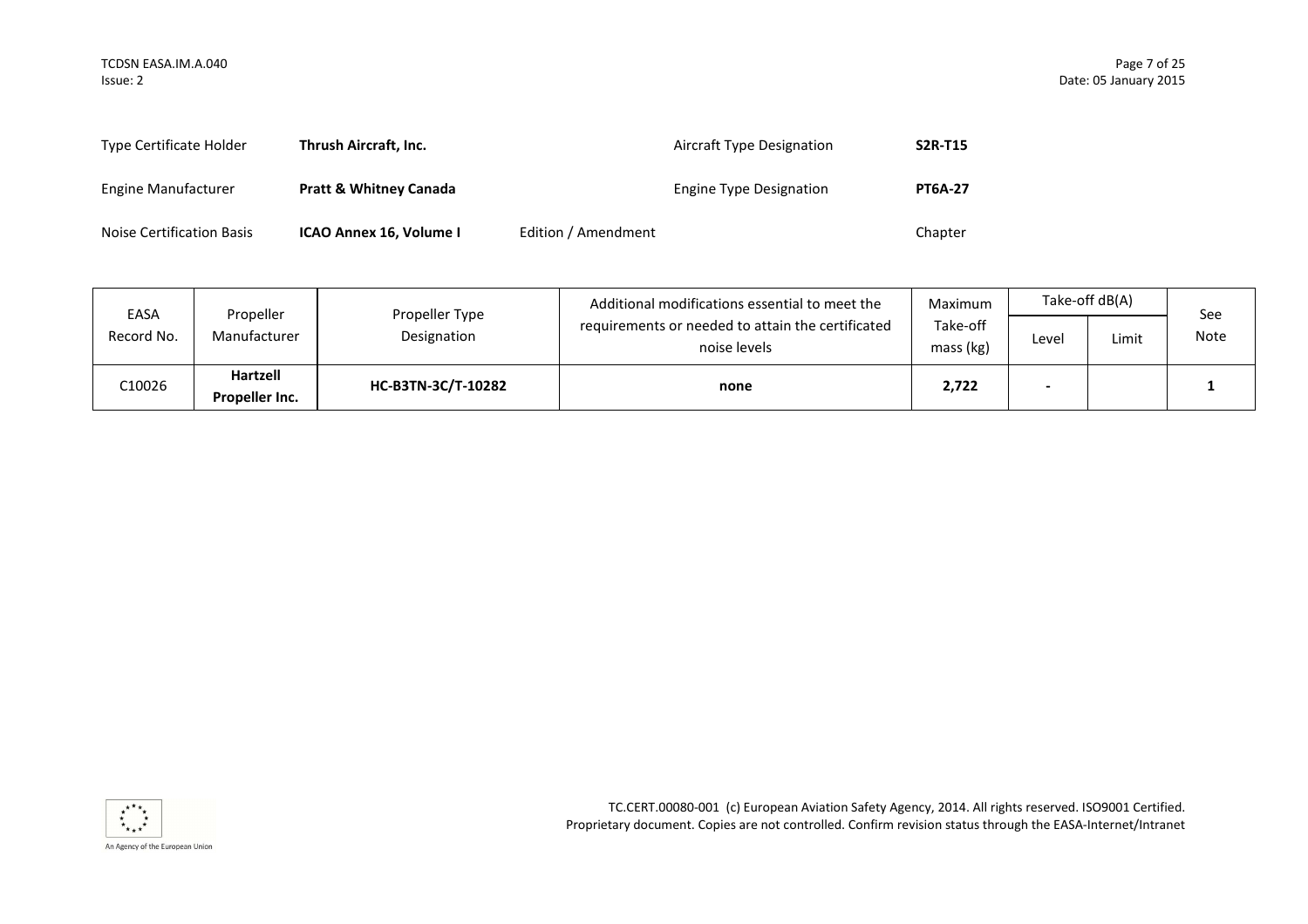| Type Certificate Holder | **Thrush Aircraft, Inc.** | | Aircraft Type Designation | **S2R-T15** |
|---|---|---|---|---|
| Engine Manufacturer | **Pratt & Whitney Canada** | | Engine Type Designation | **PT6A-27** |
| Noise Certification Basis | **ICAO Annex 16, Volume I** | Edition / Amendment | | Chapter |

| EASA Record No. | Propeller Manufacturer | Propeller Type Designation | Additional modifications essential to meet the requirements or needed to attain the certificated noise levels | Maximum Take-off mass (kg) | Take-off dB(A) | | See Note |
|---|---|---|---|---|---|---|---|
| | | | | | Level | Limit | |
| C10026 | **Hartzell Propeller Inc.** | **HC-B3TN-3C/T-10282** | **none** | **2,722** | **-** | | **1** |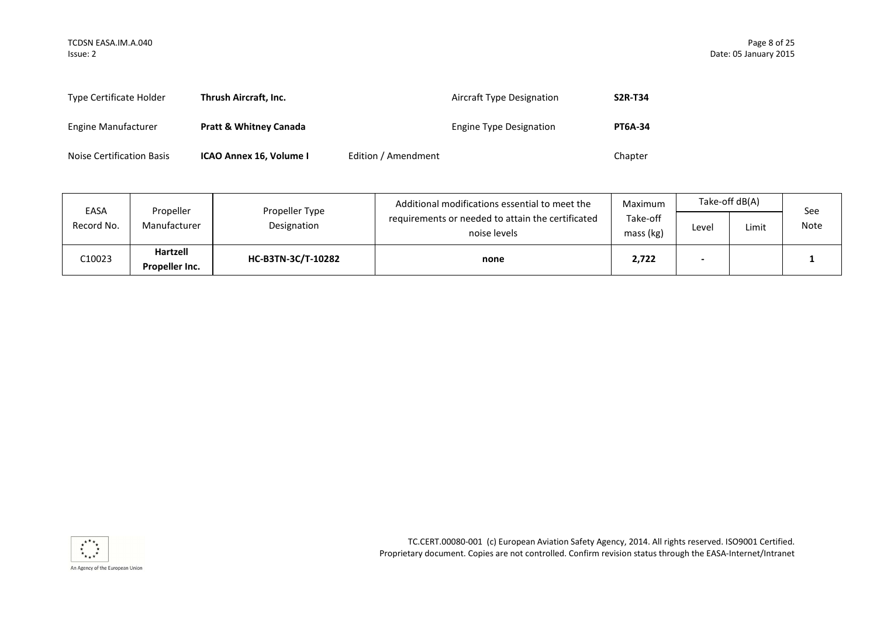| | | | |
|---|---|---|---|
| Type Certificate Holder | **Thrush Aircraft, Inc.** | Aircraft Type Designation | **S2R-T34** |
| Engine Manufacturer | **Pratt & Whitney Canada** | Engine Type Designation | **PT6A-34** |
| Noise Certification Basis | **ICAO Annex 16, Volume I** | Edition / Amendment | Chapter |

| EASA Record No. | Propeller Manufacturer | Propeller Type Designation | Additional modifications essential to meet the requirements or needed to attain the certificated noise levels | Maximum Take-off mass (kg) | Take-off dB(A) | | See Note |
|---|---|---|---|---|---|---|---|
| | | | | | Level | Limit | |
| C10023 | **Hartzell Propeller Inc.** | **HC-B3TN-3C/T-10282** | **none** | **2,722** | **-** | | **1** |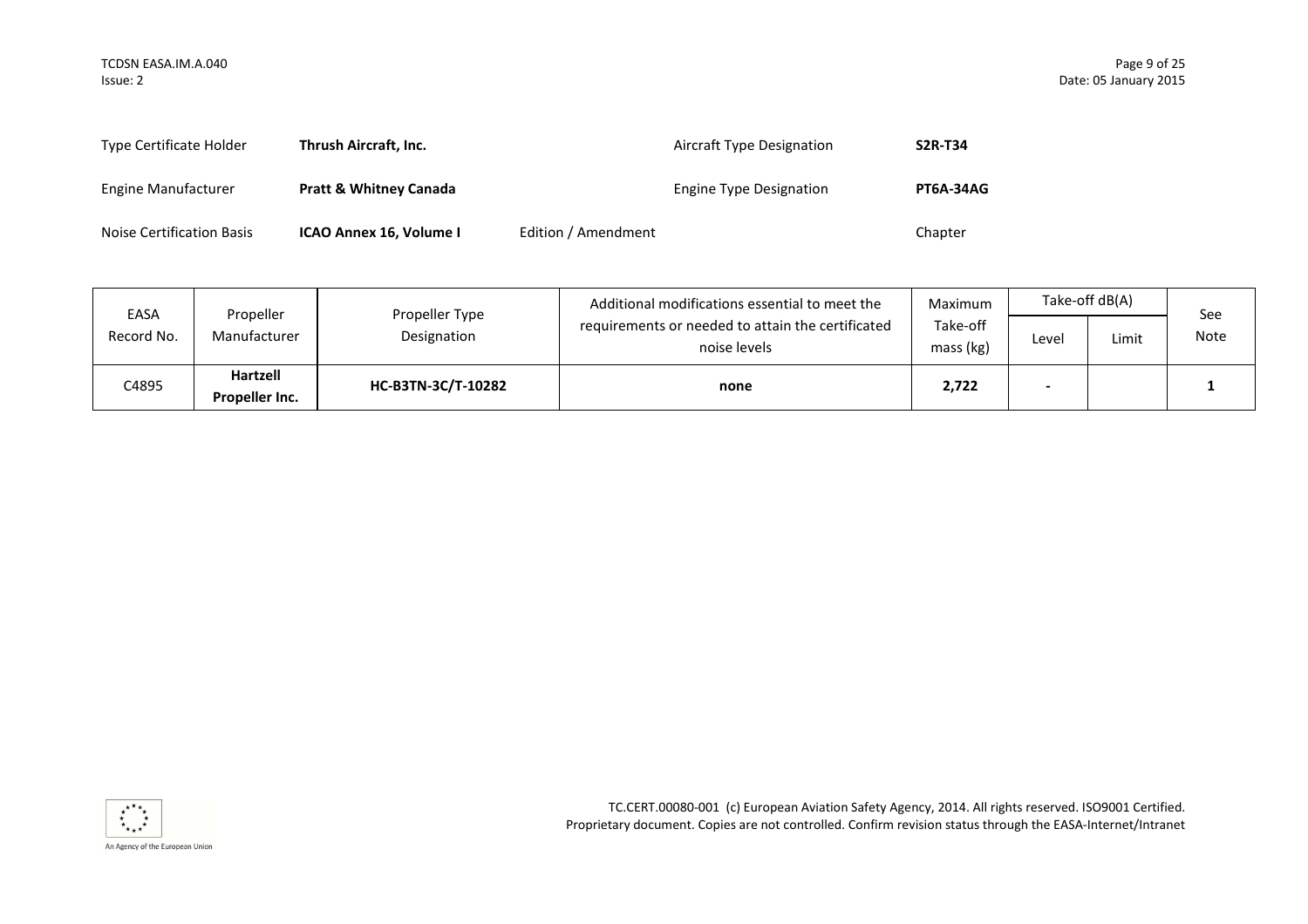| | | | | | |
|---|---|---|---|---|---|
| Type Certificate Holder | **Thrush Aircraft, Inc.** | | Aircraft Type Designation | **S2R-T34** | |
| Engine Manufacturer | **Pratt & Whitney Canada** | | Engine Type Designation | **PT6A-34AG** | |
| Noise Certification Basis | **ICAO Annex 16, Volume I** | Edition / Amendment | | Chapter | |

| EASA Record No. | Propeller Manufacturer | Propeller Type Designation | Additional modifications essential to meet the requirements or needed to attain the certificated noise levels | Maximum Take-off mass (kg) | Take-off dB(A) | | See Note |
|---|---|---|---|---|---|---|---|
| | | | | | Level | Limit | |
| C4895 | **Hartzell Propeller Inc.** | **HC-B3TN-3C/T-10282** | **none** | **2,722** | **-** | | **1** |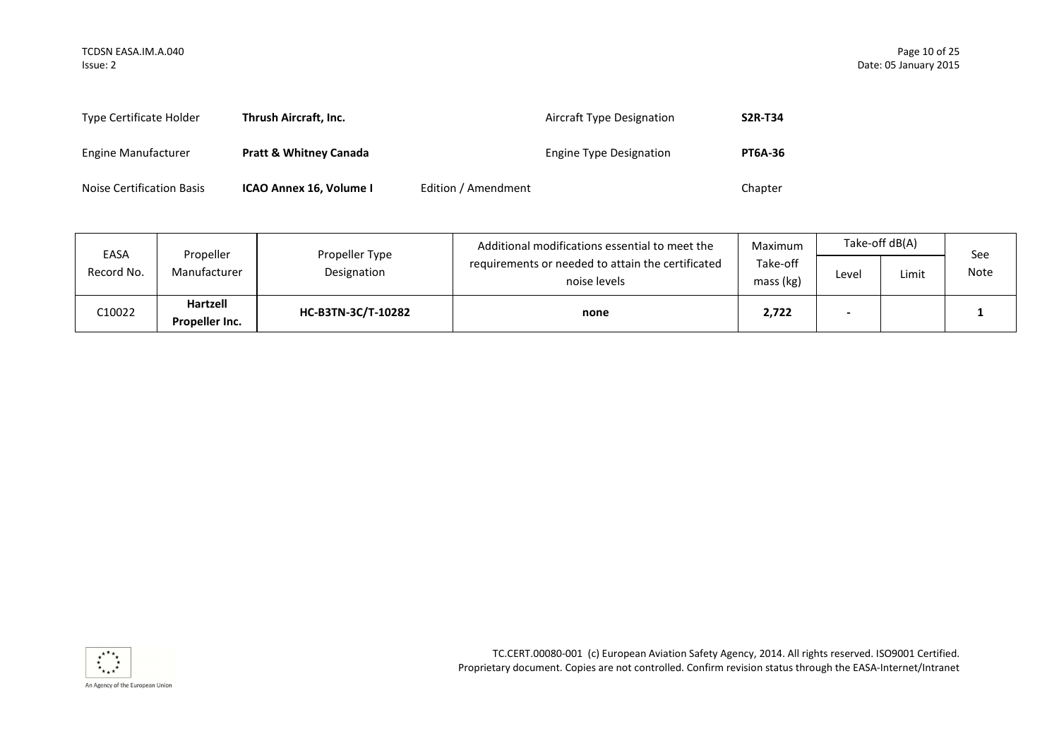| | | | | |
|---|---|---|---|---|
| Type Certificate Holder | **Thrush Aircraft, Inc.** | | Aircraft Type Designation | **S2R-T34** |
| Engine Manufacturer | **Pratt & Whitney Canada** | | Engine Type Designation | **PT6A-36** |
| Noise Certification Basis | **ICAO Annex 16, Volume I** | Edition / Amendment | | Chapter |

| EASA Record No. | Propeller Manufacturer | Propeller Type Designation | Additional modifications essential to meet the requirements or needed to attain the certificated noise levels | Maximum Take-off mass (kg) | Take-off dB(A) | | See Note |
|---|---|---|---|---|---|---|---|
| | | | | | Level | Limit | |
| C10022 | **Hartzell Propeller Inc.** | **HC-B3TN-3C/T-10282** | **none** | **2,722** | **-** | | **1** |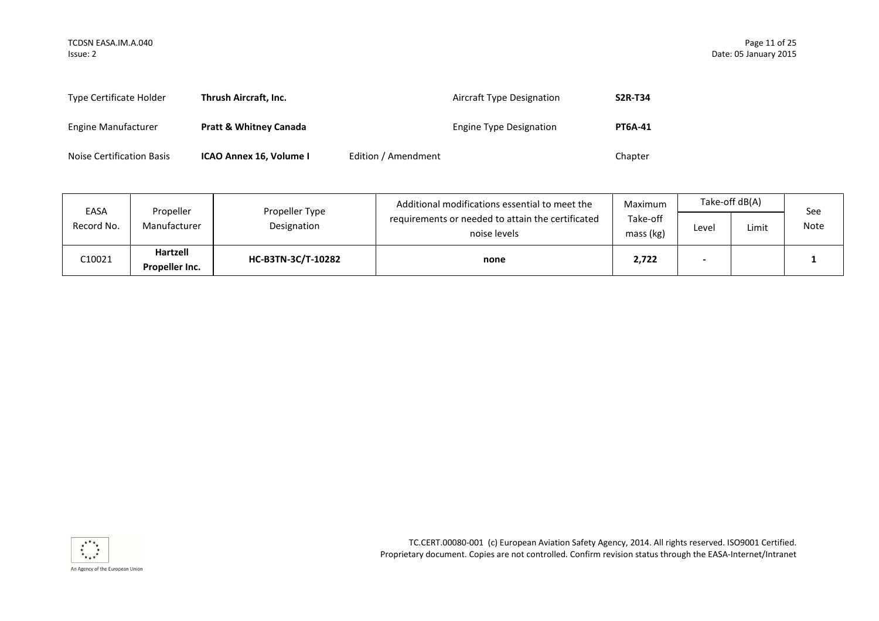| Type Certificate Holder | **Thrush Aircraft, Inc.** | | Aircraft Type Designation | **S2R-T34** |
|---|---|---|---|---|
| Engine Manufacturer | **Pratt & Whitney Canada** | | Engine Type Designation | **PT6A-41** |
| Noise Certification Basis | **ICAO Annex 16, Volume I** | Edition / Amendment | | Chapter |

| EASA Record No. | Propeller Manufacturer | Propeller Type Designation | Additional modifications essential to meet the requirements or needed to attain the certificated noise levels | Maximum Take-off mass (kg) | Take-off dB(A) | | See Note |
|---|---|---|---|---|---|---|---|
| | | | | | Level | Limit | |
| C10021 | **Hartzell Propeller Inc.** | **HC-B3TN-3C/T-10282** | **none** | **2,722** | **-** | | **1** |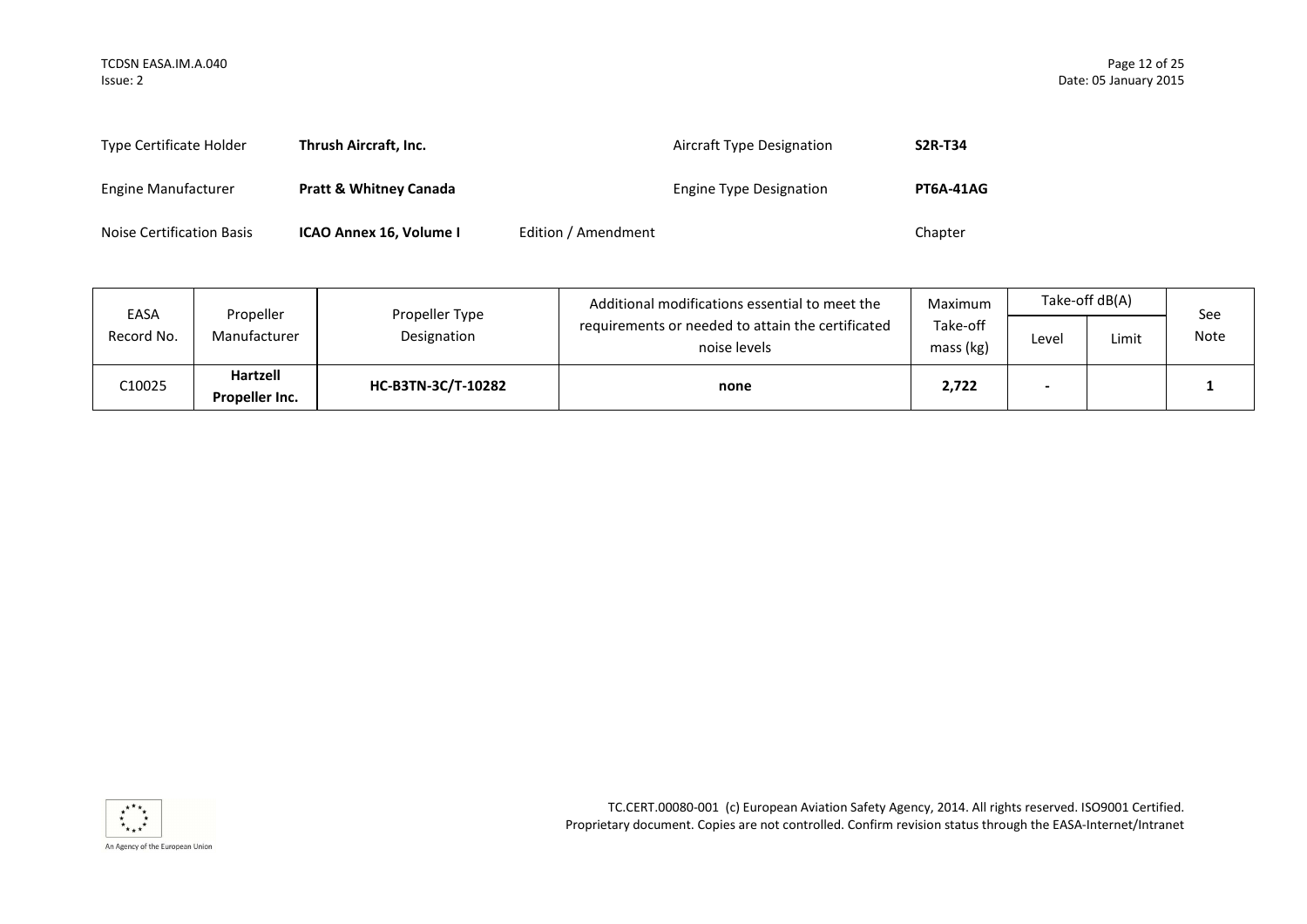| | | | |
|---|---|---|---|
| Type Certificate Holder | **Thrush Aircraft, Inc.** | Aircraft Type Designation | **S2R-T34** |
| Engine Manufacturer | **Pratt & Whitney Canada** | Engine Type Designation | **PT6A-41AG** |
| Noise Certification Basis | **ICAO Annex 16, Volume I** | Edition / Amendment | Chapter |

| EASA Record No. | Propeller Manufacturer | Propeller Type Designation | Additional modifications essential to meet the requirements or needed to attain the certificated noise levels | Maximum Take-off mass (kg) | Take-off dB(A) | | See Note |
|---|---|---|---|---|---|---|---|
| | | | | | Level | Limit | |
| C10025 | **Hartzell Propeller Inc.** | **HC-B3TN-3C/T-10282** | **none** | **2,722** | **-** | | **1** |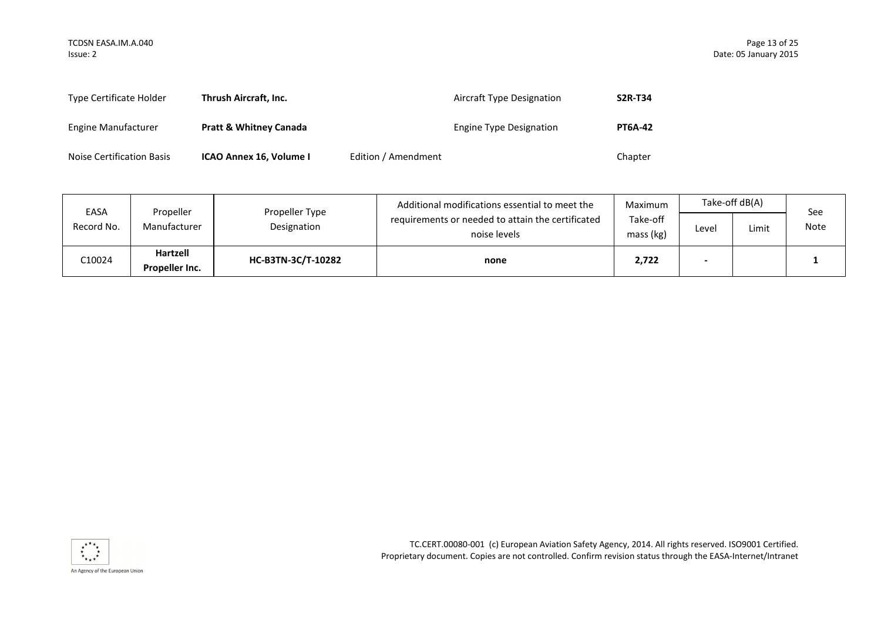| | | | | |
|---|---|---|---|---|
| Type Certificate Holder | **Thrush Aircraft, Inc.** | | Aircraft Type Designation | **S2R-T34** |
| Engine Manufacturer | **Pratt & Whitney Canada** | | Engine Type Designation | **PT6A-42** |
| Noise Certification Basis | **ICAO Annex 16, Volume I** | Edition / Amendment | | Chapter |

| EASA Record No. | Propeller Manufacturer | Propeller Type Designation | Additional modifications essential to meet the requirements or needed to attain the certificated noise levels | Maximum Take-off mass (kg) | Take-off dB(A) | | See Note |
|---|---|---|---|---|---|---|---|
| | | | | | Level | Limit | |
| C10024 | **Hartzell Propeller Inc.** | **HC-B3TN-3C/T-10282** | **none** | **2,722** | **-** | | **1** |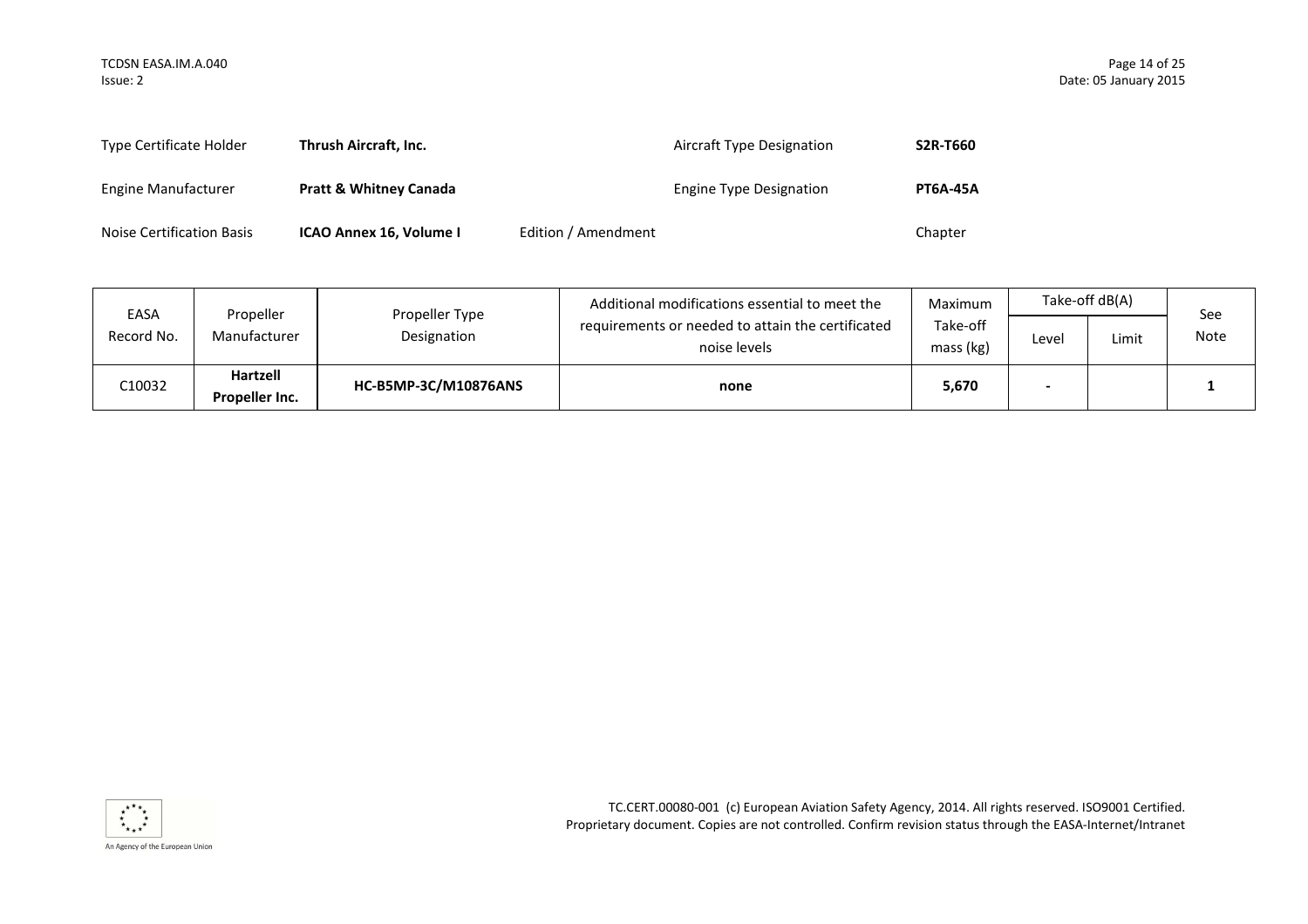| | | | | |
|---|---|---|---|---|
| Type Certificate Holder | **Thrush Aircraft, Inc.** | | Aircraft Type Designation | **S2R-T660** |
| Engine Manufacturer | **Pratt & Whitney Canada** | | Engine Type Designation | **PT6A-45A** |
| Noise Certification Basis | **ICAO Annex 16, Volume I** | Edition / Amendment | | Chapter |

| EASA Record No. | Propeller Manufacturer | Propeller Type Designation | Additional modifications essential to meet the requirements or needed to attain the certificated noise levels | Maximum Take-off mass (kg) | Take-off dB(A) | | See Note |
|---|---|---|---|---|---|---|---|
| | | | | | Level | Limit | |
| C10032 | **Hartzell Propeller Inc.** | **HC-B5MP-3C/M10876ANS** | **none** | **5,670** | **-** | | **1** |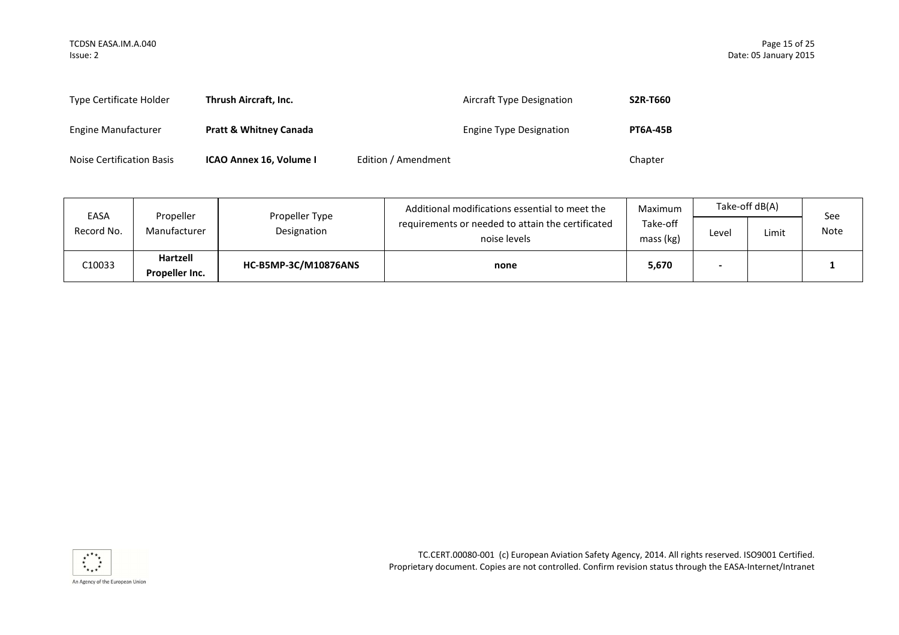| Type Certificate Holder | **Thrush Aircraft, Inc.** | | Aircraft Type Designation | **S2R-T660** |
|---|---|---|---|---|
| Engine Manufacturer | **Pratt & Whitney Canada** | | Engine Type Designation | **PT6A-45B** |
| Noise Certification Basis | **ICAO Annex 16, Volume I** | Edition / Amendment | | Chapter |

| EASA Record No. | Propeller Manufacturer | Propeller Type Designation | Additional modifications essential to meet the requirements or needed to attain the certificated noise levels | Maximum Take-off mass (kg) | Take-off dB(A) | | See Note |
|---|---|---|---|---|---|---|---|
| | | | | | Level | Limit | |
| C10033 | **Hartzell Propeller Inc.** | **HC-B5MP-3C/M10876ANS** | **none** | **5,670** | **-** | | **1** |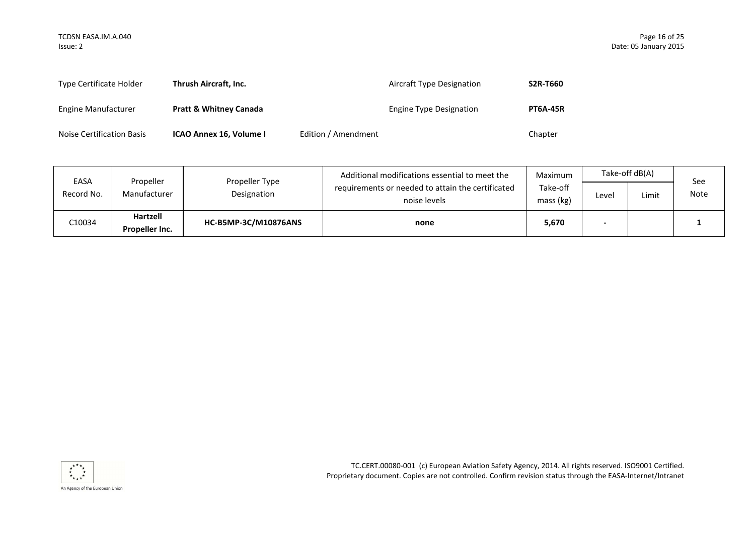| Type Certificate Holder | **Thrush Aircraft, Inc.** | | Aircraft Type Designation | **S2R-T660** |
|---|---|---|---|---|
| Engine Manufacturer | **Pratt & Whitney Canada** | | Engine Type Designation | **PT6A-45R** |
| Noise Certification Basis | **ICAO Annex 16, Volume I** | Edition / Amendment | | Chapter |

| EASA Record No. | Propeller Manufacturer | Propeller Type Designation | Additional modifications essential to meet the requirements or needed to attain the certificated noise levels | Maximum Take-off mass (kg) | Take-off dB(A) | | See Note |
|---|---|---|---|---|---|---|---|
| | | | | | Level | Limit | |
| C10034 | **Hartzell Propeller Inc.** | **HC-B5MP-3C/M10876ANS** | **none** | **5,670** | **-** | | **1** |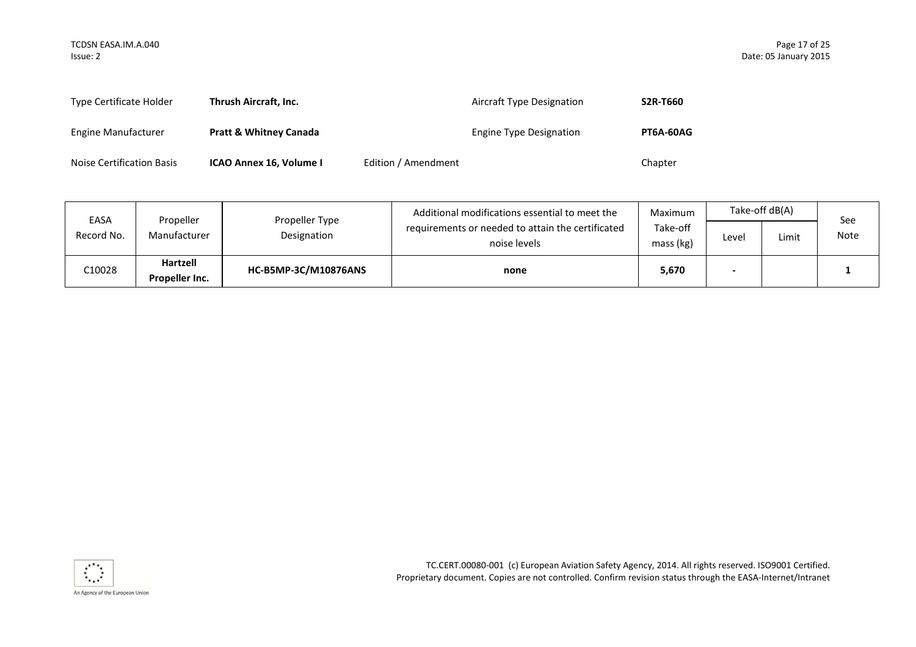| Type Certificate Holder | **Thrush Aircraft, Inc.** | | Aircraft Type Designation | **S2R-T660** |
|---|---|---|---|---|
| Engine Manufacturer | **Pratt & Whitney Canada** | | Engine Type Designation | **PT6A-60AG** |
| Noise Certification Basis | **ICAO Annex 16, Volume I** | Edition / Amendment | | Chapter |

| EASA Record No. | Propeller Manufacturer | Propeller Type Designation | Additional modifications essential to meet the requirements or needed to attain the certificated noise levels | Maximum Take-off mass (kg) | Take-off dB(A) | | See Note |
|---|---|---|---|---|---|---|---|
| | | | | | Level | Limit | |
| C10028 | **Hartzell Propeller Inc.** | **HC-B5MP-3C/M10876ANS** | **none** | **5,670** | **-** | | **1** |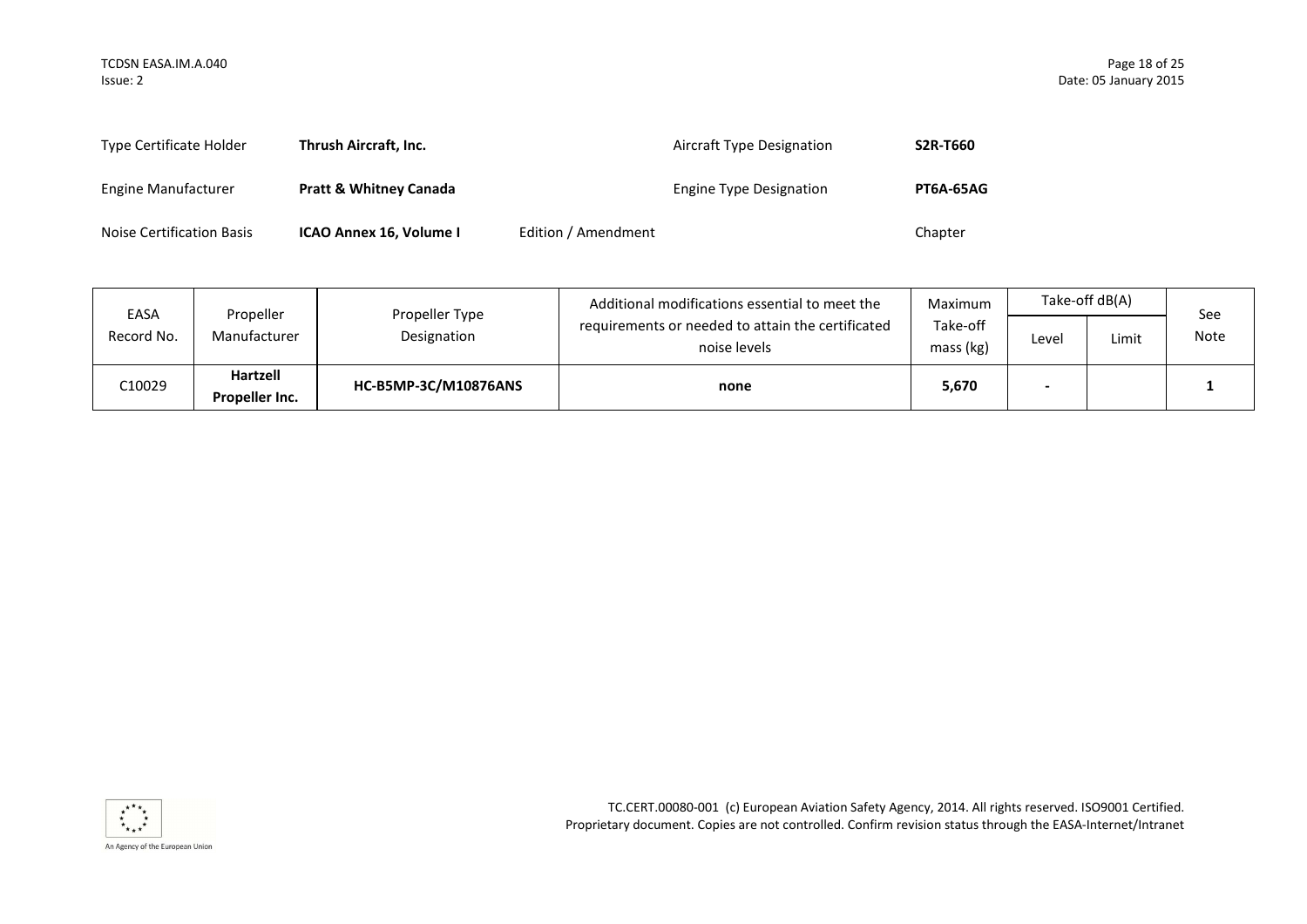| | | | |
|---|---|---|---|
| Type Certificate Holder | **Thrush Aircraft, Inc.** | Aircraft Type Designation | **S2R-T660** |
| Engine Manufacturer | **Pratt & Whitney Canada** | Engine Type Designation | **PT6A-65AG** |
| Noise Certification Basis | **ICAO Annex 16, Volume I** | Edition / Amendment | Chapter |

| EASA Record No. | Propeller Manufacturer | Propeller Type Designation | Additional modifications essential to meet the requirements or needed to attain the certificated noise levels | Maximum Take-off mass (kg) | Take-off dB(A) | | See Note |
|---|---|---|---|---|---|---|---|
| | | | | | Level | Limit | |
| C10029 | **Hartzell Propeller Inc.** | **HC-B5MP-3C/M10876ANS** | **none** | **5,670** | **-** | | **1** |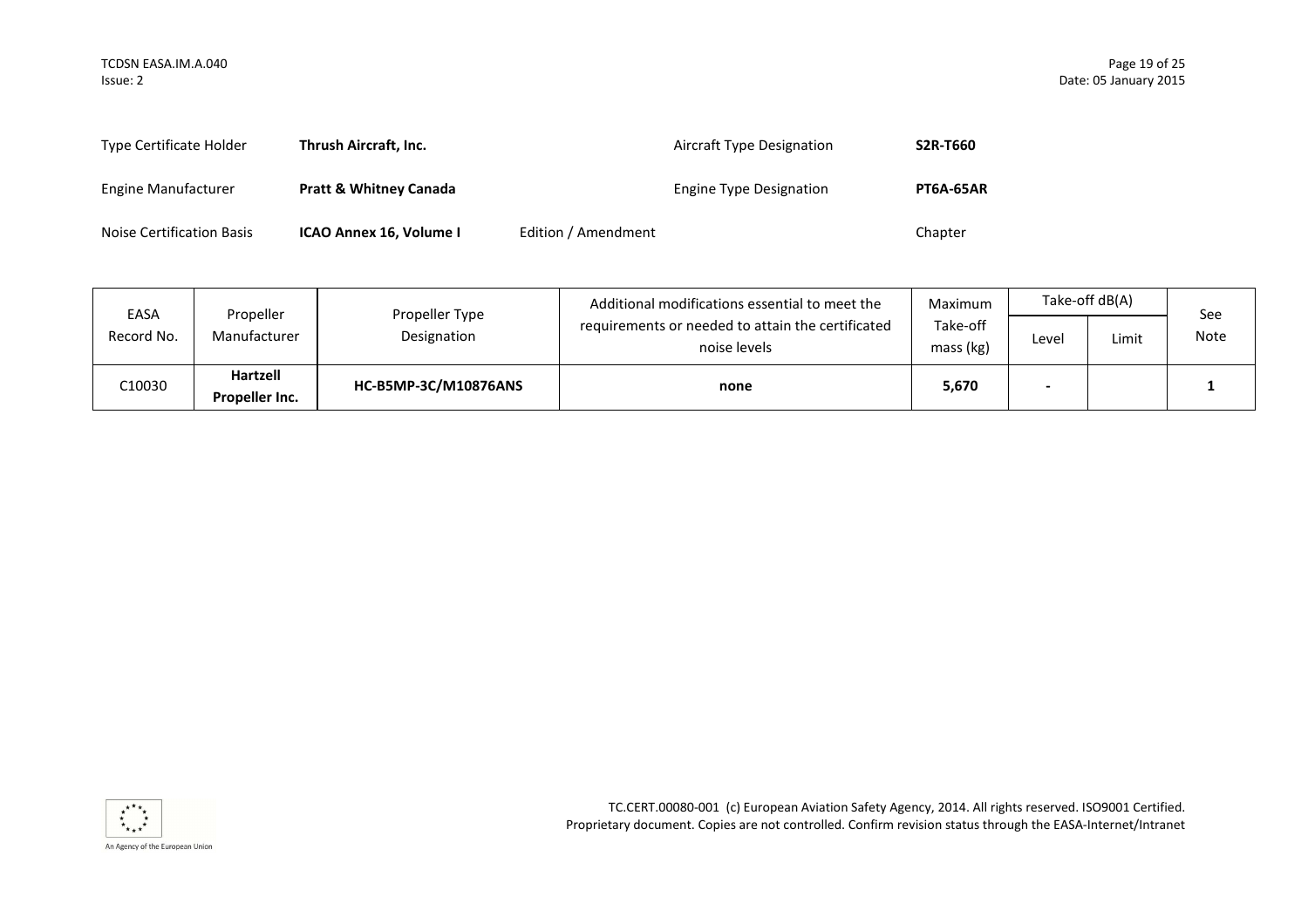| | | | |
|---|---|---|---|
| Type Certificate Holder | **Thrush Aircraft, Inc.** | Aircraft Type Designation | **S2R-T660** |
| Engine Manufacturer | **Pratt & Whitney Canada** | Engine Type Designation | **PT6A-65AR** |
| Noise Certification Basis | **ICAO Annex 16, Volume I** | Edition / Amendment | Chapter |

| EASA Record No. | Propeller Manufacturer | Propeller Type Designation | Additional modifications essential to meet the requirements or needed to attain the certificated noise levels | Maximum Take-off mass (kg) | Take-off dB(A) | | See Note |
|---|---|---|---|---|---|---|---|
| | | | | | Level | Limit | |
| C10030 | **Hartzell Propeller Inc.** | **HC-B5MP-3C/M10876ANS** | **none** | **5,670** | **-** | | **1** |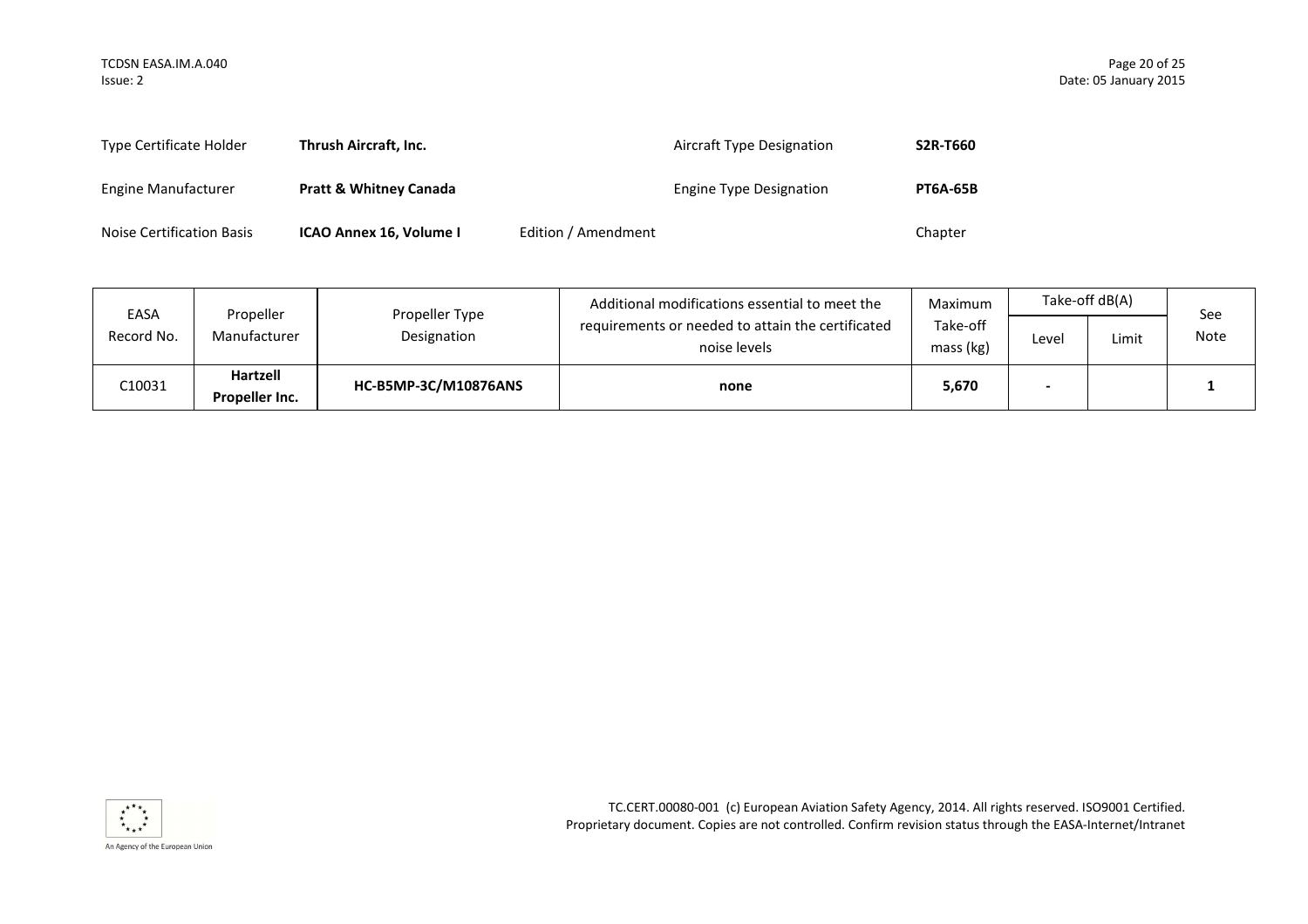| | | | | |
|---|---|---|---|---|
| Type Certificate Holder | **Thrush Aircraft, Inc.** | | Aircraft Type Designation | **S2R-T660** |
| Engine Manufacturer | **Pratt & Whitney Canada** | | Engine Type Designation | **PT6A-65B** |
| Noise Certification Basis | **ICAO Annex 16, Volume I** | Edition / Amendment | | Chapter |

| EASA Record No. | Propeller Manufacturer | Propeller Type Designation | Additional modifications essential to meet the requirements or needed to attain the certificated noise levels | Maximum Take-off mass (kg) | Take-off dB(A) | | See Note |
|---|---|---|---|---|---|---|---|
| | | | | | Level | Limit | |
| C10031 | **Hartzell Propeller Inc.** | **HC-B5MP-3C/M10876ANS** | **none** | **5,670** | **-** | | **1** |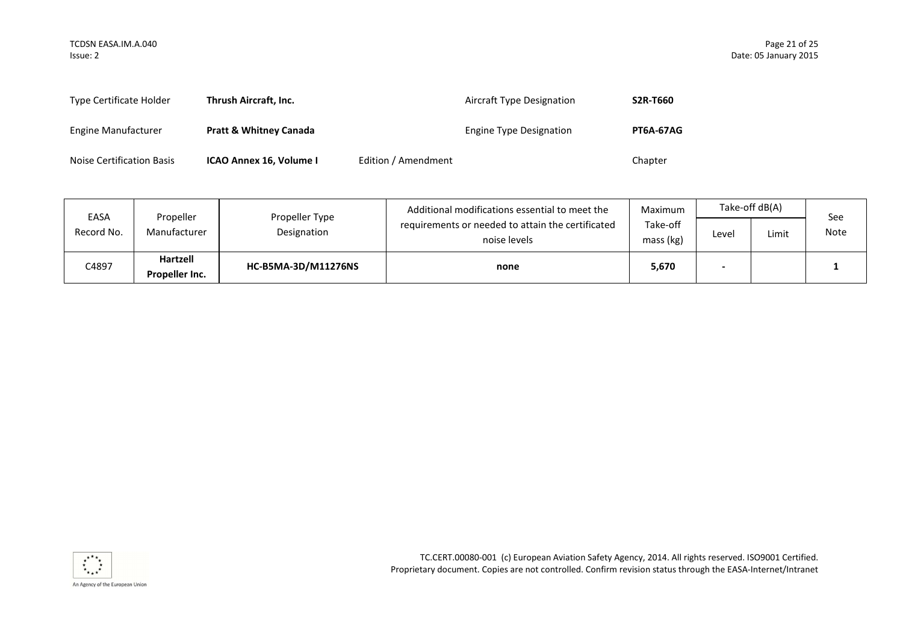| | | | |
|---|---|---|---|
| Type Certificate Holder | **Thrush Aircraft, Inc.** | Aircraft Type Designation | **S2R-T660** |
| Engine Manufacturer | **Pratt & Whitney Canada** | Engine Type Designation | **PT6A-67AG** |
| Noise Certification Basis | **ICAO Annex 16, Volume I** | Edition / Amendment | Chapter |

| EASA Record No. | Propeller Manufacturer | Propeller Type Designation | Additional modifications essential to meet the requirements or needed to attain the certificated noise levels | Maximum Take-off mass (kg) | Take-off dB(A) | | See Note |
|---|---|---|---|---|---|---|---|
| | | | | | Level | Limit | |
| C4897 | **Hartzell Propeller Inc.** | **HC-B5MA-3D/M11276NS** | **none** | **5,670** | **-** | | **1** |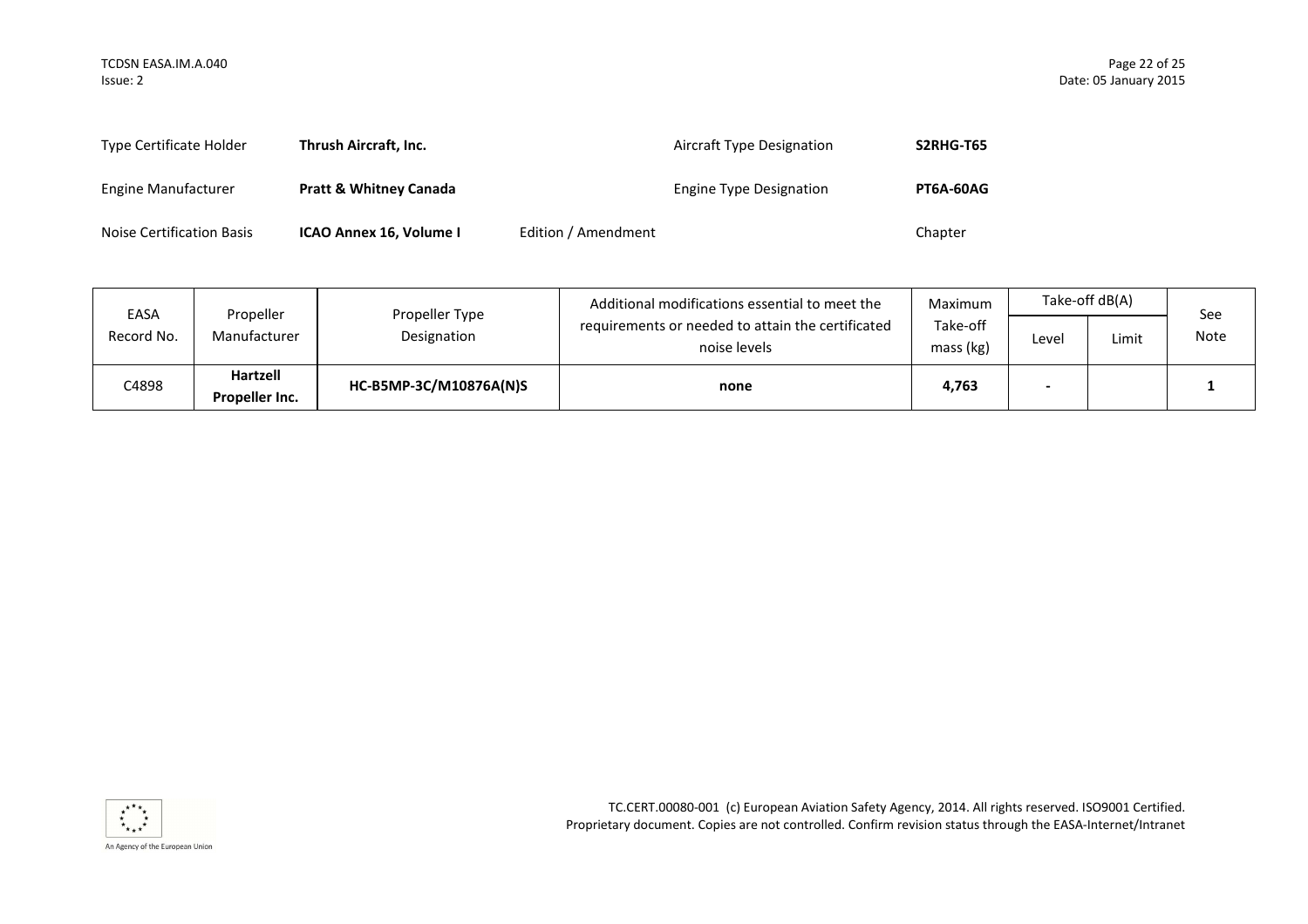| Type Certificate Holder | **Thrush Aircraft, Inc.** | | Aircraft Type Designation | **S2RHG-T65** |
|---|---|---|---|---|
| Engine Manufacturer | **Pratt & Whitney Canada** | | Engine Type Designation | **PT6A-60AG** |
| Noise Certification Basis | **ICAO Annex 16, Volume I** | Edition / Amendment | | Chapter |

| EASA Record No. | Propeller Manufacturer | Propeller Type Designation | Additional modifications essential to meet the requirements or needed to attain the certificated noise levels | Maximum Take-off mass (kg) | Take-off dB(A) | | See Note |
|---|---|---|---|---|---|---|---|
| | | | | | Level | Limit | |
| C4898 | **Hartzell Propeller Inc.** | **HC-B5MP-3C/M10876A(N)S** | **none** | **4,763** | **-** | | **1** |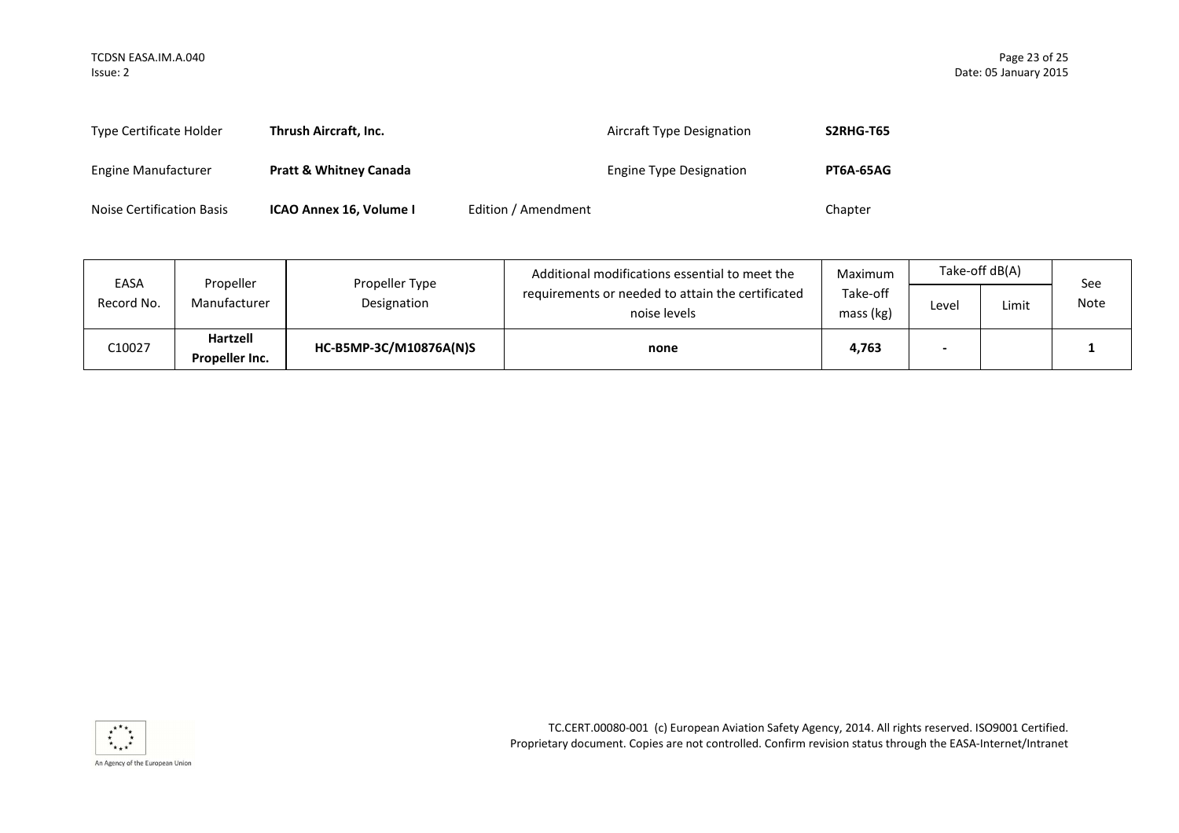| | | | |
|---|---|---|---|
| Type Certificate Holder | **Thrush Aircraft, Inc.** | Aircraft Type Designation | **S2RHG-T65** |
| Engine Manufacturer | **Pratt & Whitney Canada** | Engine Type Designation | **PT6A-65AG** |
| Noise Certification Basis | **ICAO Annex 16, Volume I** | Edition / Amendment | Chapter |

| EASA Record No. | Propeller Manufacturer | Propeller Type Designation | Additional modifications essential to meet the requirements or needed to attain the certificated noise levels | Maximum Take-off mass (kg) | Take-off dB(A) | | See Note |
|---|---|---|---|---|---|---|---|
| | | | | | Level | Limit | |
| C10027 | **Hartzell Propeller Inc.** | **HC-B5MP-3C/M10876A(N)S** | **none** | **4,763** | **-** | | **1** |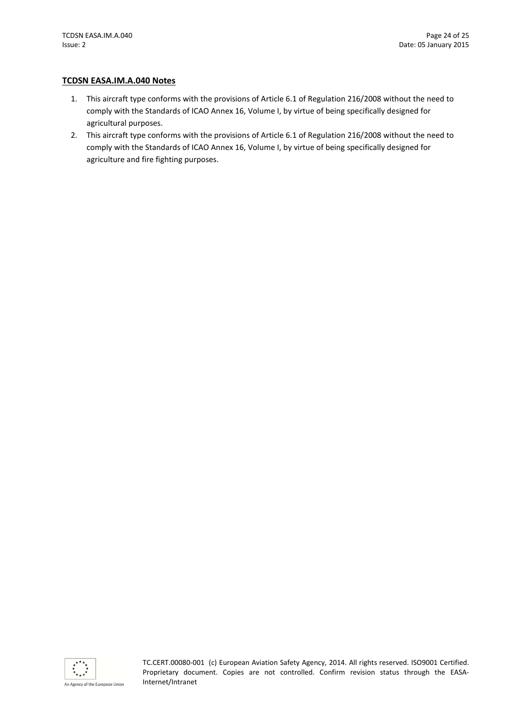## TCDSN EASA.IM.A.040 Notes

1. This aircraft type conforms with the provisions of Article 6.1 of Regulation 216/2008 without the need to comply with the Standards of ICAO Annex 16, Volume I, by virtue of being specifically designed for agricultural purposes.
2. This aircraft type conforms with the provisions of Article 6.1 of Regulation 216/2008 without the need to comply with the Standards of ICAO Annex 16, Volume I, by virtue of being specifically designed for agriculture and fire fighting purposes.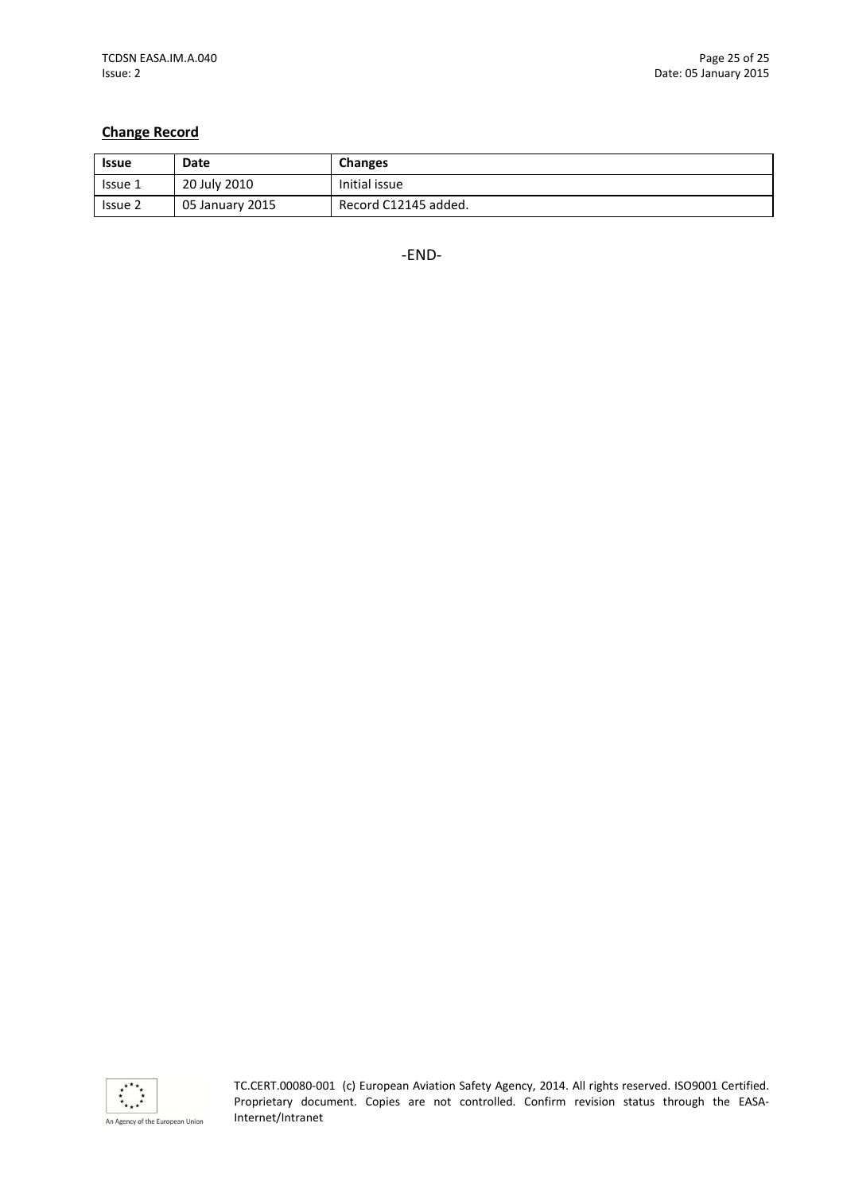**Change Record**

| Issue | Date | Changes |
| --- | --- | --- |
| Issue 1 | 20 July 2010 | Initial issue |
| Issue 2 | 05 January 2015 | Record C12145 added. |

-END-